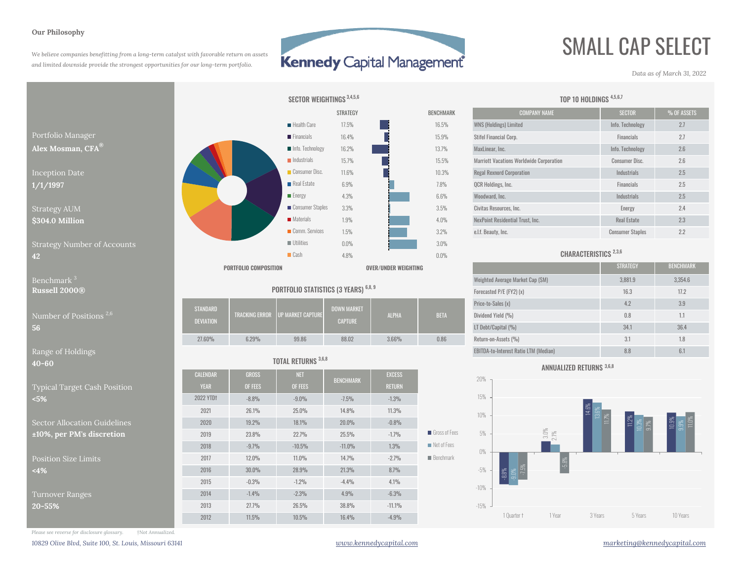**Our Philosophy**

*We believe companies benefitting from a long-term catalyst with favorable return on assets and limited downside provide the strongest opportunities for our long-term portfolio.*

Kennedy Capital Management

# SMALL CAP SELECT

*Data as of March 31, 2022*

Portfolio Manager
**Alex Mosman, CFA®**

Inception Date
**1/1/1997**

Strategy AUM
**$304.0 Million**

Strategy Number of Accounts
**42**

Benchmark [3]
**Russell 2000®**

Number of Positions [2,6]
**56**

Range of Holdings
**40-60**

Typical Target Cash Position
**<5%**

Sector Allocation Guidelines
**±10%, per PM's discretion**

Position Size Limits
**<4%**

Turnover Ranges
**20-55%**

## SECTOR WEIGHTINGS [3,4,5,6]

| Sector | Strategy | Benchmark |
|---|---|---|
| Health Care | 17.5% | 16.5% |
| Financials | 16.4% | 15.9% |
| Info. Technology | 16.2% | 13.7% |
| Industrials | 15.7% | 15.5% |
| Consumer Disc. | 11.6% | 10.3% |
| Real Estate | 6.9% | 7.8% |
| Energy | 4.3% | 6.6% |
| Consumer Staples | 3.3% | 3.5% |
| Materials | 1.9% | 4.0% |
| Comm. Services | 1.5% | 3.2% |
| Utilities | 0.0% | 3.0% |
| Cash | 4.8% | 0.0% |

PORTFOLIO COMPOSITION — OVER/UNDER WEIGHTING

## TOP 10 HOLDINGS [4,5,6,7]

| COMPANY NAME | SECTOR | % OF ASSETS |
|---|---|---|
| WNS (Holdings) Limited | Info. Technology | 2.7 |
| Stifel Financial Corp. | Financials | 2.7 |
| MaxLinear, Inc. | Info. Technology | 2.6 |
| Marriott Vacations Worldwide Corporation | Consumer Disc. | 2.6 |
| Regal Rexnord Corporation | Industrials | 2.5 |
| QCR Holdings, Inc. | Financials | 2.5 |
| Woodward, Inc. | Industrials | 2.5 |
| Civitas Resources, Inc. | Energy | 2.4 |
| NexPoint Residential Trust, Inc. | Real Estate | 2.3 |
| e.l.f. Beauty, Inc. | Consumer Staples | 2.2 |

## CHARACTERISTICS [2,3,6]

| | STRATEGY | BENCHMARK |
|---|---|---|
| Weighted Average Market Cap ($M) | 3,881.9 | 3,354.6 |
| Forecasted P/E (FY2) (x) | 16.3 | 17.2 |
| Price-to-Sales (x) | 4.2 | 3.9 |
| Dividend Yield (%) | 0.8 | 1.1 |
| LT Debt/Capital (%) | 34.1 | 36.4 |
| Return-on-Assets (%) | 3.1 | 1.8 |
| EBITDA-to-Interest Ratio LTM (Median) | 8.8 | 6.1 |

## PORTFOLIO STATISTICS (3 YEARS) [6,8,9]

| STANDARD DEVIATION | TRACKING ERROR | UP MARKET CAPTURE | DOWN MARKET CAPTURE | ALPHA | BETA |
|---|---|---|---|---|---|
| 27.60% | 6.29% | 99.86 | 88.02 | 3.66% | 0.86 |

## TOTAL RETURNS [3,6,8]

| CALENDAR YEAR | GROSS OF FEES | NET OF FEES | BENCHMARK | EXCESS RETURN |
|---|---|---|---|---|
| 2022 YTD† | -8.8% | -9.0% | -7.5% | -1.3% |
| 2021 | 26.1% | 25.0% | 14.8% | 11.3% |
| 2020 | 19.2% | 18.1% | 20.0% | -0.8% |
| 2019 | 23.8% | 22.7% | 25.5% | -1.7% |
| 2018 | -9.7% | -10.5% | -11.0% | 1.3% |
| 2017 | 12.0% | 11.0% | 14.7% | -2.7% |
| 2016 | 30.0% | 28.9% | 21.3% | 8.7% |
| 2015 | -0.3% | -1.2% | -4.4% | 4.1% |
| 2014 | -1.4% | -2.3% | 4.9% | -6.3% |
| 2013 | 27.7% | 26.5% | 38.8% | -11.1% |
| 2012 | 11.5% | 10.5% | 16.4% | -4.9% |

## ANNUALIZED RETURNS [3,6,8]

| | Gross of Fees | Net of Fees | Benchmark |
|---|---|---|---|
| 1 Quarter † | -8.8% | -9.0% | -7.5% |
| 1 Year | 3.0% | 2.1% | -5.8% |
| 3 Years | 14.6% | 13.6% | 11.7% |
| 5 Years | 11.2% | 10.3% | 9.7% |
| 10 Years | 10.9% | 9.9% | 11.0% |

*Please see reverse for disclosure glossary.* *†Not Annualized.*

*10829 Olive Blvd, Suite 100, St. Louis, Missouri 63141* *www.kennedycapital.com* *marketing@kennedycapital.com*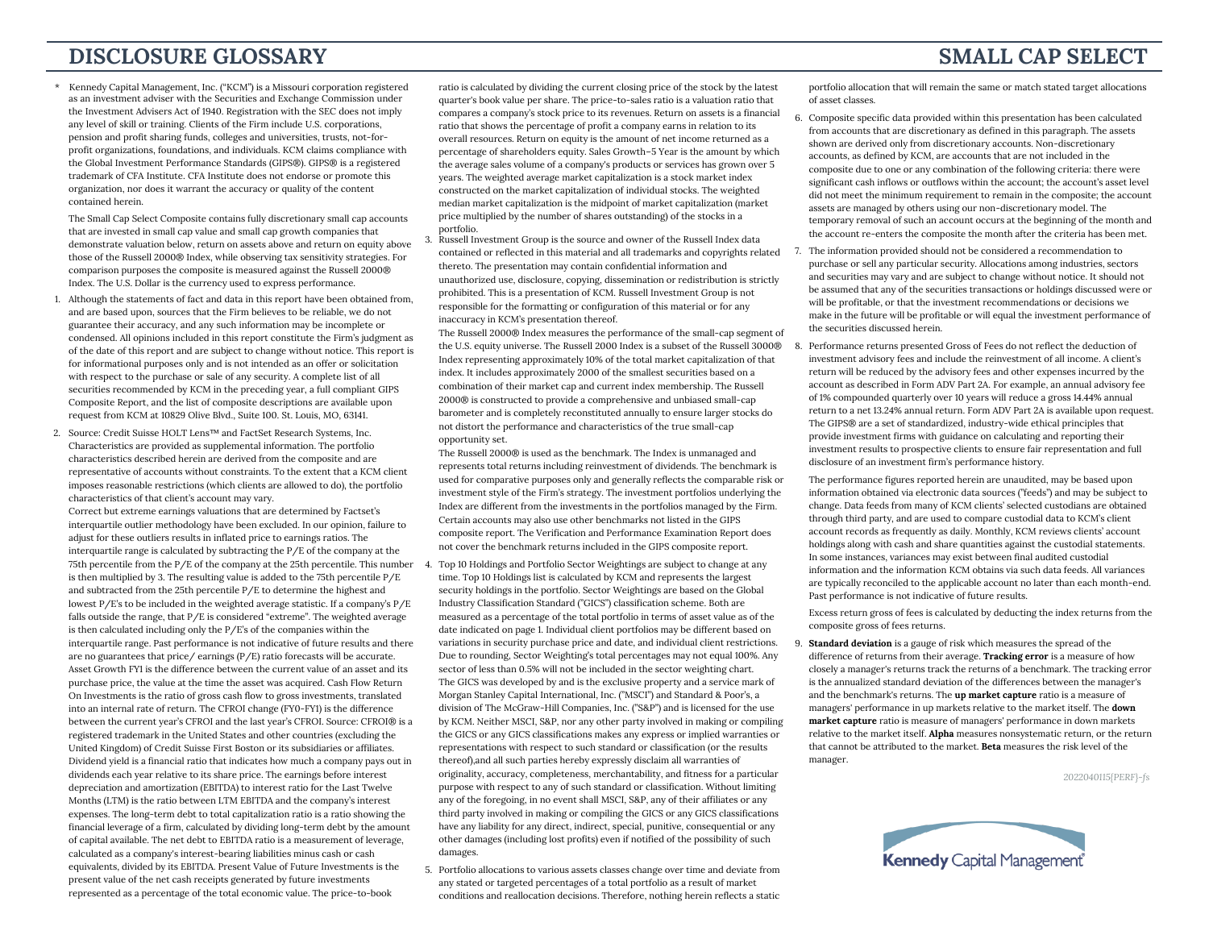# DISCLOSURE GLOSSARY

# SMALL CAP SELECT

\* Kennedy Capital Management, Inc. ("KCM") is a Missouri corporation registered as an investment adviser with the Securities and Exchange Commission under the Investment Advisers Act of 1940. Registration with the SEC does not imply any level of skill or training. Clients of the Firm include U.S. corporations, pension and profit sharing funds, colleges and universities, trusts, not-for-profit organizations, foundations, and individuals. KCM claims compliance with the Global Investment Performance Standards (GIPS®). GIPS® is a registered trademark of CFA Institute. CFA Institute does not endorse or promote this organization, nor does it warrant the accuracy or quality of the content contained herein.

The Small Cap Select Composite contains fully discretionary small cap accounts that are invested in small cap value and small cap growth companies that demonstrate valuation below, return on assets above and return on equity above those of the Russell 2000® Index, while observing tax sensitivity strategies. For comparison purposes the composite is measured against the Russell 2000® Index. The U.S. Dollar is the currency used to express performance.

1. Although the statements of fact and data in this report have been obtained from, and are based upon, sources that the Firm believes to be reliable, we do not guarantee their accuracy, and any such information may be incomplete or condensed. All opinions included in this report constitute the Firm's judgment as of the date of this report and are subject to change without notice. This report is for informational purposes only and is not intended as an offer or solicitation with respect to the purchase or sale of any security. A complete list of all securities recommended by KCM in the preceding year, a full compliant GIPS Composite Report, and the list of composite descriptions are available upon request from KCM at 10829 Olive Blvd., Suite 100. St. Louis, MO, 63141.

2. Source: Credit Suisse HOLT Lens™ and FactSet Research Systems, Inc. Characteristics are provided as supplemental information. The portfolio characteristics described herein are derived from the composite and are representative of accounts without constraints. To the extent that a KCM client imposes reasonable restrictions (which clients are allowed to do), the portfolio characteristics of that client's account may vary.
   Correct but extreme earnings valuations that are determined by Factset's interquartile outlier methodology have been excluded. In our opinion, failure to adjust for these outliers results in inflated price to earnings ratios. The interquartile range is calculated by subtracting the P/E of the company at the 75th percentile from the P/E of the company at the 25th percentile. This number is then multiplied by 3. The resulting value is added to the 75th percentile P/E and subtracted from the 25th percentile P/E to determine the highest and lowest P/E's to be included in the weighted average statistic. If a company's P/E falls outside the range, that P/E is considered "extreme". The weighted average is then calculated including only the P/E's of the companies within the interquartile range. Past performance is not indicative of future results and there are no guarantees that price/ earnings (P/E) ratio forecasts will be accurate. Asset Growth FY1 is the difference between the current value of an asset and its purchase price, the value at the time the asset was acquired. Cash Flow Return On Investments is the ratio of gross cash flow to gross investments, translated into an internal rate of return. The CFROI change (FY0-FY1) is the difference between the current year's CFROI and the last year's CFROI. Source: CFROI® is a registered trademark in the United States and other countries (excluding the United Kingdom) of Credit Suisse First Boston or its subsidiaries or affiliates. Dividend yield is a financial ratio that indicates how much a company pays out in dividends each year relative to its share price. The earnings before interest depreciation and amortization (EBITDA) to interest ratio for the Last Twelve Months (LTM) is the ratio between LTM EBITDA and the company's interest expenses. The long-term debt to total capitalization ratio is a ratio showing the financial leverage of a firm, calculated by dividing long-term debt by the amount of capital available. The net debt to EBITDA ratio is a measurement of leverage, calculated as a company's interest-bearing liabilities minus cash or cash equivalents, divided by its EBITDA. Present Value of Future Investments is the present value of the net cash receipts generated by future investments represented as a percentage of the total economic value. The price-to-book ratio is calculated by dividing the current closing price of the stock by the latest quarter's book value per share. The price-to-sales ratio is a valuation ratio that compares a company's stock price to its revenues. Return on assets is a financial ratio that shows the percentage of profit a company earns in relation to its overall resources. Return on equity is the amount of net income returned as a percentage of shareholders equity. Sales Growth–5 Year is the amount by which the average sales volume of a company's products or services has grown over 5 years. The weighted average market capitalization is a stock market index constructed on the market capitalization of individual stocks. The weighted median market capitalization is the midpoint of market capitalization (market price multiplied by the number of shares outstanding) of the stocks in a portfolio.

3. Russell Investment Group is the source and owner of the Russell Index data contained or reflected in this material and all trademarks and copyrights related thereto. The presentation may contain confidential information and unauthorized use, disclosure, copying, dissemination or redistribution is strictly prohibited. This is a presentation of KCM. Russell Investment Group is not responsible for the formatting or configuration of this material or for any inaccuracy in KCM's presentation thereof.
   The Russell 2000® Index measures the performance of the small-cap segment of the U.S. equity universe. The Russell 2000 Index is a subset of the Russell 3000® Index representing approximately 10% of the total market capitalization of that index. It includes approximately 2000 of the smallest securities based on a combination of their market cap and current index membership. The Russell 2000® is constructed to provide a comprehensive and unbiased small-cap barometer and is completely reconstituted annually to ensure larger stocks do not distort the performance and characteristics of the true small-cap opportunity set.
   The Russell 2000® is used as the benchmark. The Index is unmanaged and represents total returns including reinvestment of dividends. The benchmark is used for comparative purposes only and generally reflects the comparable risk or investment style of the Firm's strategy. The investment portfolios underlying the Index are different from the investments in the portfolios managed by the Firm. Certain accounts may also use other benchmarks not listed in the GIPS composite report. The Verification and Performance Examination Report does not cover the benchmark returns included in the GIPS composite report.

4. Top 10 Holdings and Portfolio Sector Weightings are subject to change at any time. Top 10 Holdings list is calculated by KCM and represents the largest security holdings in the portfolio. Sector Weightings are based on the Global Industry Classification Standard ("GICS") classification scheme. Both are measured as a percentage of the total portfolio in terms of asset value as of the date indicated on page 1. Individual client portfolios may be different based on variations in security purchase price and date, and individual client restrictions. Due to rounding, Sector Weighting's total percentages may not equal 100%. Any sector of less than 0.5% will not be included in the sector weighting chart.
   The GICS was developed by and is the exclusive property and a service mark of Morgan Stanley Capital International, Inc. ("MSCI") and Standard & Poor's, a division of The McGraw-Hill Companies, Inc. ("S&P") and is licensed for the use by KCM. Neither MSCI, S&P, nor any other party involved in making or compiling the GICS or any GICS classifications makes any express or implied warranties or representations with respect to such standard or classification (or the results thereof),and all such parties hereby expressly disclaim all warranties of originality, accuracy, completeness, merchantability, and fitness for a particular purpose with respect to any of such standard or classification. Without limiting any of the foregoing, in no event shall MSCI, S&P, any of their affiliates or any third party involved in making or compiling the GICS or any GICS classifications have any liability for any direct, indirect, special, punitive, consequential or any other damages (including lost profits) even if notified of the possibility of such damages.

5. Portfolio allocations to various assets classes change over time and deviate from any stated or targeted percentages of a total portfolio as a result of market conditions and reallocation decisions. Therefore, nothing herein reflects a static portfolio allocation that will remain the same or match stated target allocations of asset classes.

6. Composite specific data provided within this presentation has been calculated from accounts that are discretionary as defined in this paragraph. The assets shown are derived only from discretionary accounts. Non-discretionary accounts, as defined by KCM, are accounts that are not included in the composite due to one or any combination of the following criteria: there were significant cash inflows or outflows within the account; the account's asset level did not meet the minimum requirement to remain in the composite; the account assets are managed by others using our non-discretionary model. The temporary removal of such an account occurs at the beginning of the month and the account re-enters the composite the month after the criteria has been met.

7. The information provided should not be considered a recommendation to purchase or sell any particular security. Allocations among industries, sectors and securities may vary and are subject to change without notice. It should not be assumed that any of the securities transactions or holdings discussed were or will be profitable, or that the investment recommendations or decisions we make in the future will be profitable or will equal the investment performance of the securities discussed herein.

8. Performance returns presented Gross of Fees do not reflect the deduction of investment advisory fees and include the reinvestment of all income. A client's return will be reduced by the advisory fees and other expenses incurred by the account as described in Form ADV Part 2A. For example, an annual advisory fee of 1% compounded quarterly over 10 years will reduce a gross 14.44% annual return to a net 13.24% annual return. Form ADV Part 2A is available upon request. The GIPS® are a set of standardized, industry-wide ethical principles that provide investment firms with guidance on calculating and reporting their investment results to prospective clients to ensure fair representation and full disclosure of an investment firm's performance history.
   The performance figures reported herein are unaudited, may be based upon information obtained via electronic data sources ("feeds") and may be subject to change. Data feeds from many of KCM clients' selected custodians are obtained through third party, and are used to compare custodial data to KCM's client account records as frequently as daily. Monthly, KCM reviews clients' account holdings along with cash and share quantities against the custodial statements. In some instances, variances may exist between final audited custodial information and the information KCM obtains via such data feeds. All variances are typically reconciled to the applicable account no later than each month-end. Past performance is not indicative of future results.
   Excess return gross of fees is calculated by deducting the index returns from the composite gross of fees returns.

9. **Standard deviation** is a gauge of risk which measures the spread of the difference of returns from their average. **Tracking error** is a measure of how closely a manager's returns track the returns of a benchmark. The tracking error is the annualized standard deviation of the differences between the manager's and the benchmark's returns. The **up market capture** ratio is a measure of managers' performance in up markets relative to the market itself. The **down market capture** ratio is measure of managers' performance in down markets relative to the market itself. **Alpha** measures nonsystematic return, or the return that cannot be attributed to the market. **Beta** measures the risk level of the manager.

2022040115(PERF)-fs

Kennedy Capital Management